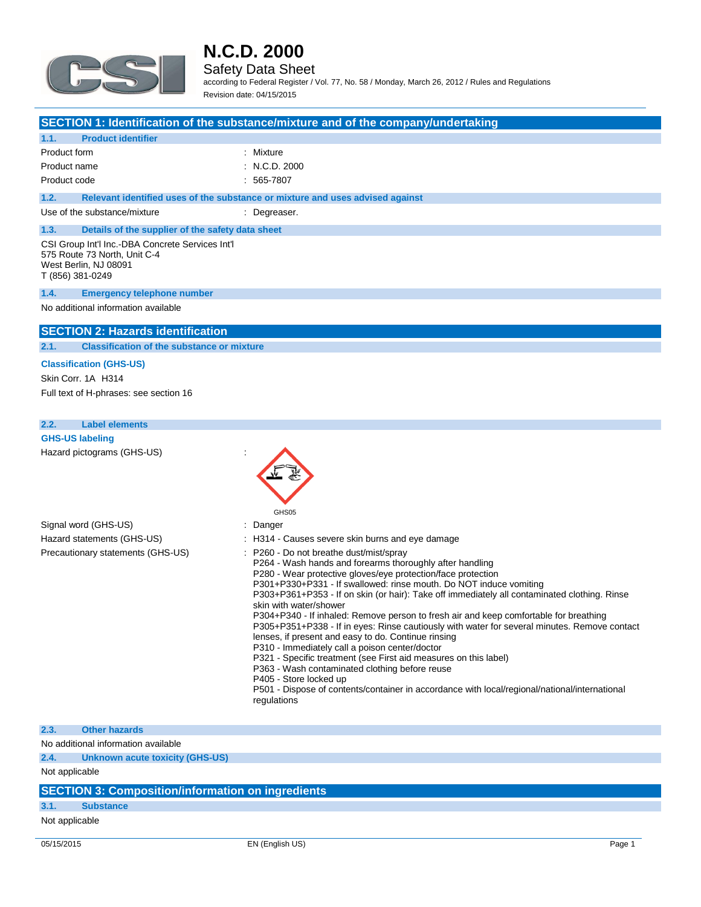# N.C.D. 2000

Safety Data Sheet

according to Federal Register / Vol. 77, No. 58 / Monday, March 26, 2012 / Rules and Regulations

Revision date: 04/15/2015

## SECTION 1: Identification of the substance/mixture and of the company/undertaking

### 1.1. Product identifier

| | |
|---|---|
| Product form | : Mixture |
| Product name | : N.C.D. 2000 |
| Product code | : 565-7807 |

### 1.2. Relevant identified uses of the substance or mixture and uses advised against

| | |
|---|---|
| Use of the substance/mixture | : Degreaser. |

### 1.3. Details of the supplier of the safety data sheet

CSI Group Int'l Inc.-DBA Concrete Services Int'l
575 Route 73 North, Unit C-4
West Berlin, NJ 08091
T (856) 381-0249

### 1.4. Emergency telephone number

No additional information available

## SECTION 2: Hazards identification

### 2.1. Classification of the substance or mixture

**Classification (GHS-US)**

Skin Corr. 1A H314

Full text of H-phrases: see section 16

### 2.2. Label elements

**GHS-US labeling**

Hazard pictograms (GHS-US) :

GHS05

Signal word (GHS-US) : Danger

Hazard statements (GHS-US) : H314 - Causes severe skin burns and eye damage

Precautionary statements (GHS-US) :
- P260 - Do not breathe dust/mist/spray
- P264 - Wash hands and forearms thoroughly after handling
- P280 - Wear protective gloves/eye protection/face protection
- P301+P330+P331 - If swallowed: rinse mouth. Do NOT induce vomiting
- P303+P361+P353 - If on skin (or hair): Take off immediately all contaminated clothing. Rinse skin with water/shower
- P304+P340 - If inhaled: Remove person to fresh air and keep comfortable for breathing
- P305+P351+P338 - If in eyes: Rinse cautiously with water for several minutes. Remove contact lenses, if present and easy to do. Continue rinsing
- P310 - Immediately call a poison center/doctor
- P321 - Specific treatment (see First aid measures on this label)
- P363 - Wash contaminated clothing before reuse
- P405 - Store locked up
- P501 - Dispose of contents/container in accordance with local/regional/national/international regulations

### 2.3. Other hazards

No additional information available

### 2.4. Unknown acute toxicity (GHS-US)

Not applicable

## SECTION 3: Composition/information on ingredients

### 3.1. Substance

Not applicable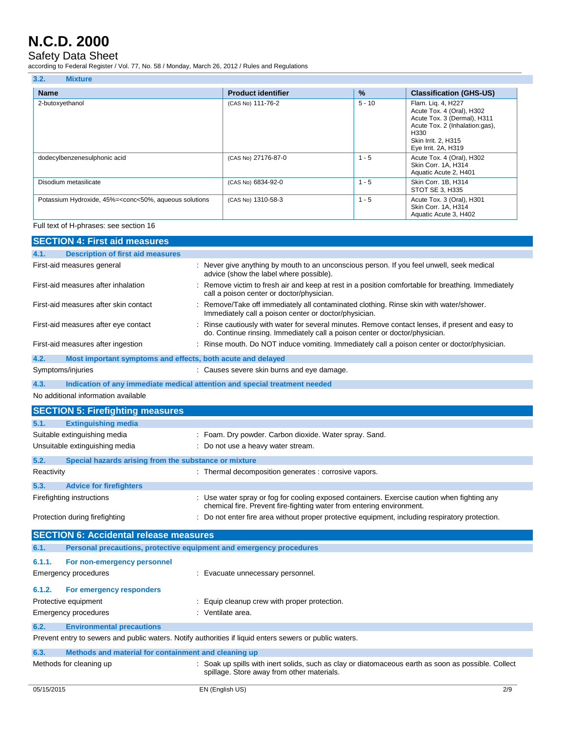### 3.2. Mixture

| Name | Product identifier | % | Classification (GHS-US) |
|---|---|---|---|
| 2-butoxyethanol | (CAS No) 111-76-2 | 5 - 10 | Flam. Liq. 4, H227<br>Acute Tox. 4 (Oral), H302<br>Acute Tox. 3 (Dermal), H311<br>Acute Tox. 2 (Inhalation:gas), H330<br>Skin Irrit. 2, H315<br>Eye Irrit. 2A, H319 |
| dodecylbenzenesulphonic acid | (CAS No) 27176-87-0 | 1 - 5 | Acute Tox. 4 (Oral), H302<br>Skin Corr. 1A, H314<br>Aquatic Acute 2, H401 |
| Disodium metasilicate | (CAS No) 6834-92-0 | 1 - 5 | Skin Corr. 1B, H314<br>STOT SE 3, H335 |
| Potassium Hydroxide, 45%=<conc<50%, aqueous solutions | (CAS No) 1310-58-3 | 1 - 5 | Acute Tox. 3 (Oral), H301<br>Skin Corr. 1A, H314<br>Aquatic Acute 3, H402 |

Full text of H-phrases: see section 16

## SECTION 4: First aid measures

### 4.1. Description of first aid measures

| | |
|---|---|
| First-aid measures general | : Never give anything by mouth to an unconscious person. If you feel unwell, seek medical advice (show the label where possible). |
| First-aid measures after inhalation | : Remove victim to fresh air and keep at rest in a position comfortable for breathing. Immediately call a poison center or doctor/physician. |
| First-aid measures after skin contact | : Remove/Take off immediately all contaminated clothing. Rinse skin with water/shower. Immediately call a poison center or doctor/physician. |
| First-aid measures after eye contact | : Rinse cautiously with water for several minutes. Remove contact lenses, if present and easy to do. Continue rinsing. Immediately call a poison center or doctor/physician. |
| First-aid measures after ingestion | : Rinse mouth. Do NOT induce vomiting. Immediately call a poison center or doctor/physician. |

### 4.2. Most important symptoms and effects, both acute and delayed

| | |
|---|---|
| Symptoms/injuries | : Causes severe skin burns and eye damage. |

### 4.3. Indication of any immediate medical attention and special treatment needed

No additional information available

## SECTION 5: Firefighting measures

### 5.1. Extinguishing media

| | |
|---|---|
| Suitable extinguishing media | : Foam. Dry powder. Carbon dioxide. Water spray. Sand. |
| Unsuitable extinguishing media | : Do not use a heavy water stream. |

### 5.2. Special hazards arising from the substance or mixture

| | |
|---|---|
| Reactivity | : Thermal decomposition generates : corrosive vapors. |

### 5.3. Advice for firefighters

| | |
|---|---|
| Firefighting instructions | : Use water spray or fog for cooling exposed containers. Exercise caution when fighting any chemical fire. Prevent fire-fighting water from entering environment. |
| Protection during firefighting | : Do not enter fire area without proper protective equipment, including respiratory protection. |

## SECTION 6: Accidental release measures

### 6.1. Personal precautions, protective equipment and emergency procedures

#### 6.1.1. For non-emergency personnel

| | |
|---|---|
| Emergency procedures | : Evacuate unnecessary personnel. |

#### 6.1.2. For emergency responders

| | |
|---|---|
| Protective equipment | : Equip cleanup crew with proper protection. |
| Emergency procedures | : Ventilate area. |

### 6.2. Environmental precautions

Prevent entry to sewers and public waters. Notify authorities if liquid enters sewers or public waters.

### 6.3. Methods and material for containment and cleaning up

| | |
|---|---|
| Methods for cleaning up | : Soak up spills with inert solids, such as clay or diatomaceous earth as soon as possible. Collect spillage. Store away from other materials. |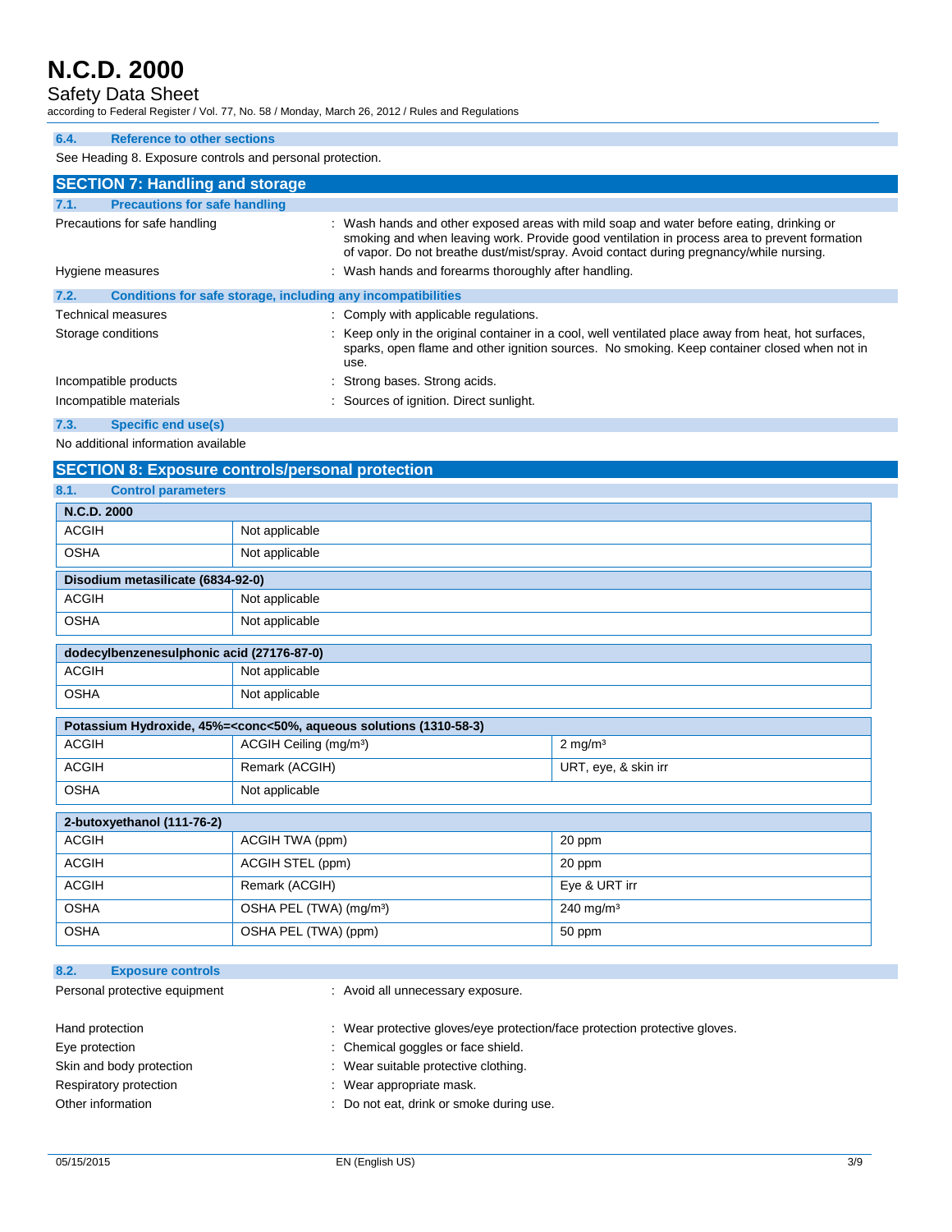### 6.4. Reference to other sections

See Heading 8. Exposure controls and personal protection.

## SECTION 7: Handling and storage

### 7.1. Precautions for safe handling

Precautions for safe handling : Wash hands and other exposed areas with mild soap and water before eating, drinking or smoking and when leaving work. Provide good ventilation in process area to prevent formation of vapor. Do not breathe dust/mist/spray. Avoid contact during pregnancy/while nursing.

Hygiene measures : Wash hands and forearms thoroughly after handling.

### 7.2. Conditions for safe storage, including any incompatibilities

Technical measures : Comply with applicable regulations.

Storage conditions : Keep only in the original container in a cool, well ventilated place away from heat, hot surfaces, sparks, open flame and other ignition sources. No smoking. Keep container closed when not in use.

Incompatible products : Strong bases. Strong acids.

Incompatible materials : Sources of ignition. Direct sunlight.

### 7.3. Specific end use(s)

No additional information available

## SECTION 8: Exposure controls/personal protection

### 8.1. Control parameters

| N.C.D. 2000 | | |
|---|---|---|
| ACGIH | Not applicable | |
| OSHA | Not applicable | |

| Disodium metasilicate (6834-92-0) | | |
|---|---|---|
| ACGIH | Not applicable | |
| OSHA | Not applicable | |

| dodecylbenzenesulphonic acid (27176-87-0) | | |
|---|---|---|
| ACGIH | Not applicable | |
| OSHA | Not applicable | |

| Potassium Hydroxide, 45%=<conc<50%, aqueous solutions (1310-58-3) | | |
|---|---|---|
| ACGIH | ACGIH Ceiling (mg/m³) | 2 mg/m³ |
| ACGIH | Remark (ACGIH) | URT, eye, & skin irr |
| OSHA | Not applicable | |

| 2-butoxyethanol (111-76-2) | | |
|---|---|---|
| ACGIH | ACGIH TWA (ppm) | 20 ppm |
| ACGIH | ACGIH STEL (ppm) | 20 ppm |
| ACGIH | Remark (ACGIH) | Eye & URT irr |
| OSHA | OSHA PEL (TWA) (mg/m³) | 240 mg/m³ |
| OSHA | OSHA PEL (TWA) (ppm) | 50 ppm |

### 8.2. Exposure controls

Personal protective equipment : Avoid all unnecessary exposure.

Hand protection : Wear protective gloves/eye protection/face protection protective gloves.

Eye protection : Chemical goggles or face shield.

Skin and body protection : Wear suitable protective clothing.

Respiratory protection : Wear appropriate mask.

Other information : Do not eat, drink or smoke during use.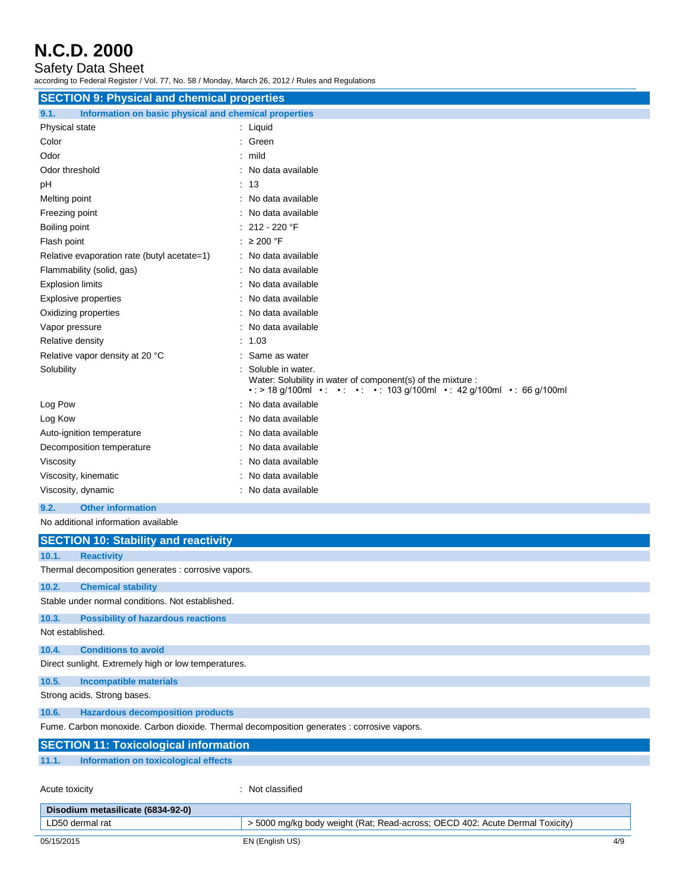## SECTION 9: Physical and chemical properties

### 9.1. Information on basic physical and chemical properties

| | |
|---|---|
| Physical state | : Liquid |
| Color | : Green |
| Odor | : mild |
| Odor threshold | : No data available |
| pH | : 13 |
| Melting point | : No data available |
| Freezing point | : No data available |
| Boiling point | : 212 - 220 °F |
| Flash point | : ≥ 200 °F |
| Relative evaporation rate (butyl acetate=1) | : No data available |
| Flammability (solid, gas) | : No data available |
| Explosion limits | : No data available |
| Explosive properties | : No data available |
| Oxidizing properties | : No data available |
| Vapor pressure | : No data available |
| Relative density | : 1.03 |
| Relative vapor density at 20 °C | : Same as water |
| Solubility | : Soluble in water. Water: Solubility in water of component(s) of the mixture : • : > 18 g/100ml • : • : • : • : 103 g/100ml • : 42 g/100ml • : 66 g/100ml |
| Log Pow | : No data available |
| Log Kow | : No data available |
| Auto-ignition temperature | : No data available |
| Decomposition temperature | : No data available |
| Viscosity | : No data available |
| Viscosity, kinematic | : No data available |
| Viscosity, dynamic | : No data available |

### 9.2. Other information

No additional information available

## SECTION 10: Stability and reactivity

### 10.1. Reactivity

Thermal decomposition generates : corrosive vapors.

### 10.2. Chemical stability

Stable under normal conditions. Not established.

### 10.3. Possibility of hazardous reactions

Not established.

### 10.4. Conditions to avoid

Direct sunlight. Extremely high or low temperatures.

### 10.5. Incompatible materials

Strong acids. Strong bases.

### 10.6. Hazardous decomposition products

Fume. Carbon monoxide. Carbon dioxide. Thermal decomposition generates : corrosive vapors.

## SECTION 11: Toxicological information

### 11.1. Information on toxicological effects

Acute toxicity : Not classified

| Disodium metasilicate (6834-92-0) | |
|---|---|
| LD50 dermal rat | > 5000 mg/kg body weight (Rat; Read-across; OECD 402: Acute Dermal Toxicity) |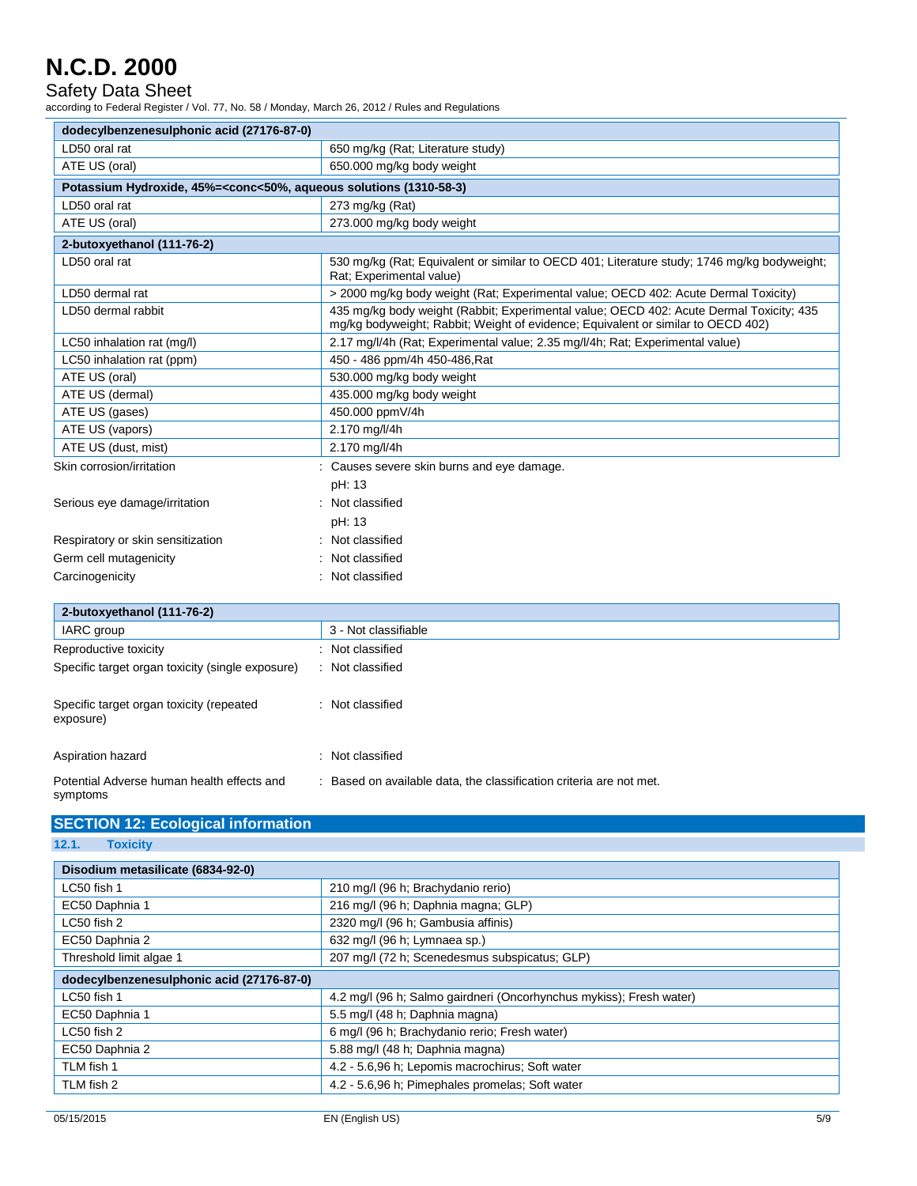| dodecylbenzenesulphonic acid (27176-87-0) | |
|---|---|
| LD50 oral rat | 650 mg/kg (Rat; Literature study) |
| ATE US (oral) | 650.000 mg/kg body weight |

| Potassium Hydroxide, 45%=<conc<50%, aqueous solutions (1310-58-3) | |
|---|---|
| LD50 oral rat | 273 mg/kg (Rat) |
| ATE US (oral) | 273.000 mg/kg body weight |

| 2-butoxyethanol (111-76-2) | |
|---|---|
| LD50 oral rat | 530 mg/kg (Rat; Equivalent or similar to OECD 401; Literature study; 1746 mg/kg bodyweight; Rat; Experimental value) |
| LD50 dermal rat | > 2000 mg/kg body weight (Rat; Experimental value; OECD 402: Acute Dermal Toxicity) |
| LD50 dermal rabbit | 435 mg/kg body weight (Rabbit; Experimental value; OECD 402: Acute Dermal Toxicity; 435 mg/kg bodyweight; Rabbit; Weight of evidence; Equivalent or similar to OECD 402) |
| LC50 inhalation rat (mg/l) | 2.17 mg/l/4h (Rat; Experimental value; 2.35 mg/l/4h; Rat; Experimental value) |
| LC50 inhalation rat (ppm) | 450 - 486 ppm/4h 450-486,Rat |
| ATE US (oral) | 530.000 mg/kg body weight |
| ATE US (dermal) | 435.000 mg/kg body weight |
| ATE US (gases) | 450.000 ppmV/4h |
| ATE US (vapors) | 2.170 mg/l/4h |
| ATE US (dust, mist) | 2.170 mg/l/4h |

Skin corrosion/irritation : Causes severe skin burns and eye damage.

pH: 13

Serious eye damage/irritation : Not classified

pH: 13

Respiratory or skin sensitization : Not classified

Germ cell mutagenicity : Not classified

Carcinogenicity : Not classified

| 2-butoxyethanol (111-76-2) | |
|---|---|
| IARC group | 3 - Not classifiable |

Reproductive toxicity : Not classified

Specific target organ toxicity (single exposure) : Not classified

Specific target organ toxicity (repeated exposure) : Not classified

Aspiration hazard : Not classified

Potential Adverse human health effects and symptoms : Based on available data, the classification criteria are not met.

## SECTION 12: Ecological information

### 12.1. Toxicity

| Disodium metasilicate (6834-92-0) | |
|---|---|
| LC50 fish 1 | 210 mg/l (96 h; Brachydanio rerio) |
| EC50 Daphnia 1 | 216 mg/l (96 h; Daphnia magna; GLP) |
| LC50 fish 2 | 2320 mg/l (96 h; Gambusia affinis) |
| EC50 Daphnia 2 | 632 mg/l (96 h; Lymnaea sp.) |
| Threshold limit algae 1 | 207 mg/l (72 h; Scenedesmus subspicatus; GLP) |

| dodecylbenzenesulphonic acid (27176-87-0) | |
|---|---|
| LC50 fish 1 | 4.2 mg/l (96 h; Salmo gairdneri (Oncorhynchus mykiss); Fresh water) |
| EC50 Daphnia 1 | 5.5 mg/l (48 h; Daphnia magna) |
| LC50 fish 2 | 6 mg/l (96 h; Brachydanio rerio; Fresh water) |
| EC50 Daphnia 2 | 5.88 mg/l (48 h; Daphnia magna) |
| TLM fish 1 | 4.2 - 5.6,96 h; Lepomis macrochirus; Soft water |
| TLM fish 2 | 4.2 - 5.6,96 h; Pimephales promelas; Soft water |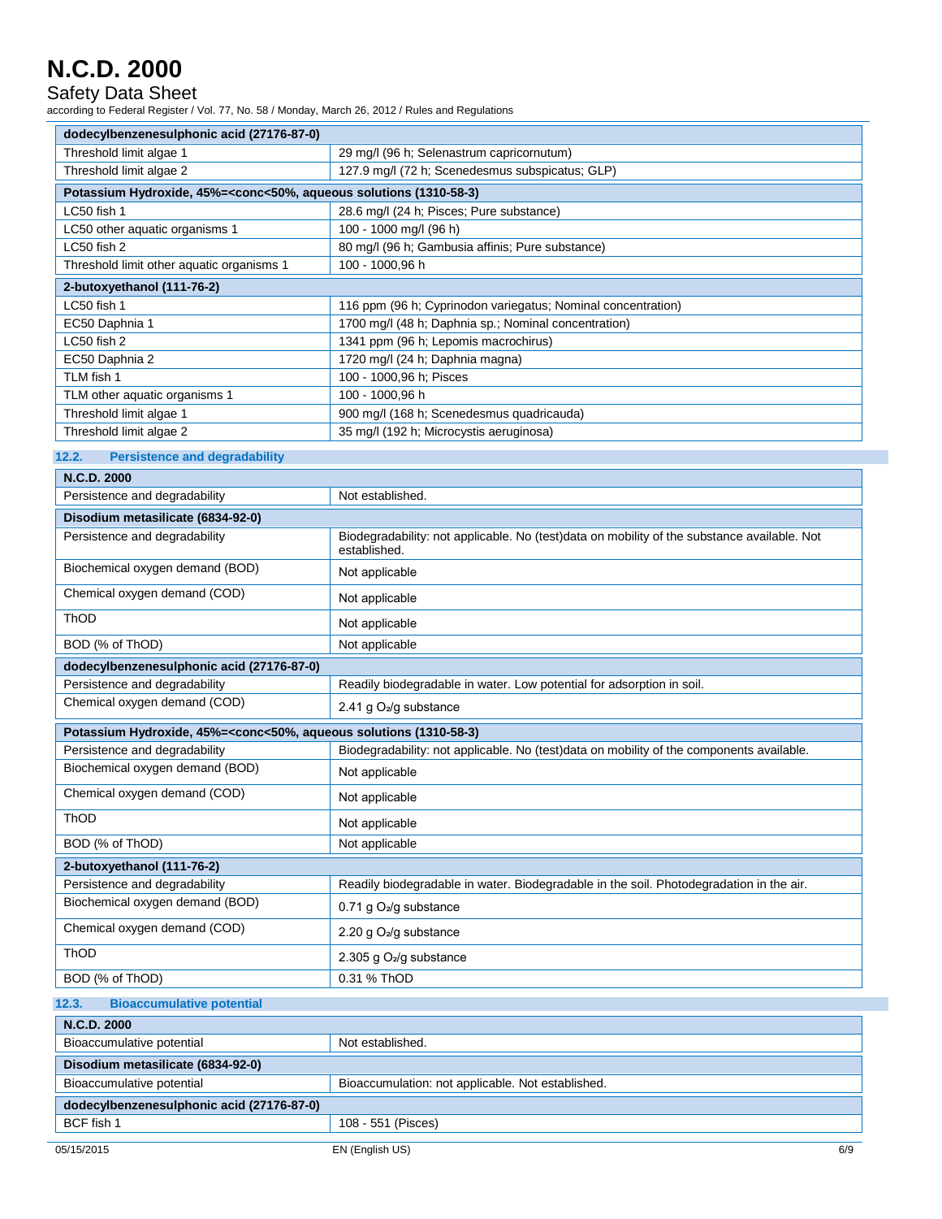| dodecylbenzenesulphonic acid (27176-87-0) | |
|---|---|
| Threshold limit algae 1 | 29 mg/l (96 h; Selenastrum capricornutum) |
| Threshold limit algae 2 | 127.9 mg/l (72 h; Scenedesmus subspicatus; GLP) |

| Potassium Hydroxide, 45%=<conc<50%, aqueous solutions (1310-58-3) | |
|---|---|
| LC50 fish 1 | 28.6 mg/l (24 h; Pisces; Pure substance) |
| LC50 other aquatic organisms 1 | 100 - 1000 mg/l (96 h) |
| LC50 fish 2 | 80 mg/l (96 h; Gambusia affinis; Pure substance) |
| Threshold limit other aquatic organisms 1 | 100 - 1000,96 h |

| 2-butoxyethanol (111-76-2) | |
|---|---|
| LC50 fish 1 | 116 ppm (96 h; Cyprinodon variegatus; Nominal concentration) |
| EC50 Daphnia 1 | 1700 mg/l (48 h; Daphnia sp.; Nominal concentration) |
| LC50 fish 2 | 1341 ppm (96 h; Lepomis macrochirus) |
| EC50 Daphnia 2 | 1720 mg/l (24 h; Daphnia magna) |
| TLM fish 1 | 100 - 1000,96 h; Pisces |
| TLM other aquatic organisms 1 | 100 - 1000,96 h |
| Threshold limit algae 1 | 900 mg/l (168 h; Scenedesmus quadricauda) |
| Threshold limit algae 2 | 35 mg/l (192 h; Microcystis aeruginosa) |

## 12.2. Persistence and degradability

| N.C.D. 2000 | |
|---|---|
| Persistence and degradability | Not established. |

| Disodium metasilicate (6834-92-0) | |
|---|---|
| Persistence and degradability | Biodegradability: not applicable. No (test)data on mobility of the substance available. Not established. |
| Biochemical oxygen demand (BOD) | Not applicable |
| Chemical oxygen demand (COD) | Not applicable |
| ThOD | Not applicable |
| BOD (% of ThOD) | Not applicable |

| dodecylbenzenesulphonic acid (27176-87-0) | |
|---|---|
| Persistence and degradability | Readily biodegradable in water. Low potential for adsorption in soil. |
| Chemical oxygen demand (COD) | 2.41 g $O_2$/g substance |

| Potassium Hydroxide, 45%=<conc<50%, aqueous solutions (1310-58-3) | |
|---|---|
| Persistence and degradability | Biodegradability: not applicable. No (test)data on mobility of the components available. |
| Biochemical oxygen demand (BOD) | Not applicable |
| Chemical oxygen demand (COD) | Not applicable |
| ThOD | Not applicable |
| BOD (% of ThOD) | Not applicable |

| 2-butoxyethanol (111-76-2) | |
|---|---|
| Persistence and degradability | Readily biodegradable in water. Biodegradable in the soil. Photodegradation in the air. |
| Biochemical oxygen demand (BOD) | 0.71 g $O_2$/g substance |
| Chemical oxygen demand (COD) | 2.20 g $O_2$/g substance |
| ThOD | 2.305 g $O_2$/g substance |
| BOD (% of ThOD) | 0.31 % ThOD |

## 12.3. Bioaccumulative potential

| N.C.D. 2000 | |
|---|---|
| Bioaccumulative potential | Not established. |

| Disodium metasilicate (6834-92-0) | |
|---|---|
| Bioaccumulative potential | Bioaccumulation: not applicable. Not established. |

| dodecylbenzenesulphonic acid (27176-87-0) | |
|---|---|
| BCF fish 1 | 108 - 551 (Pisces) |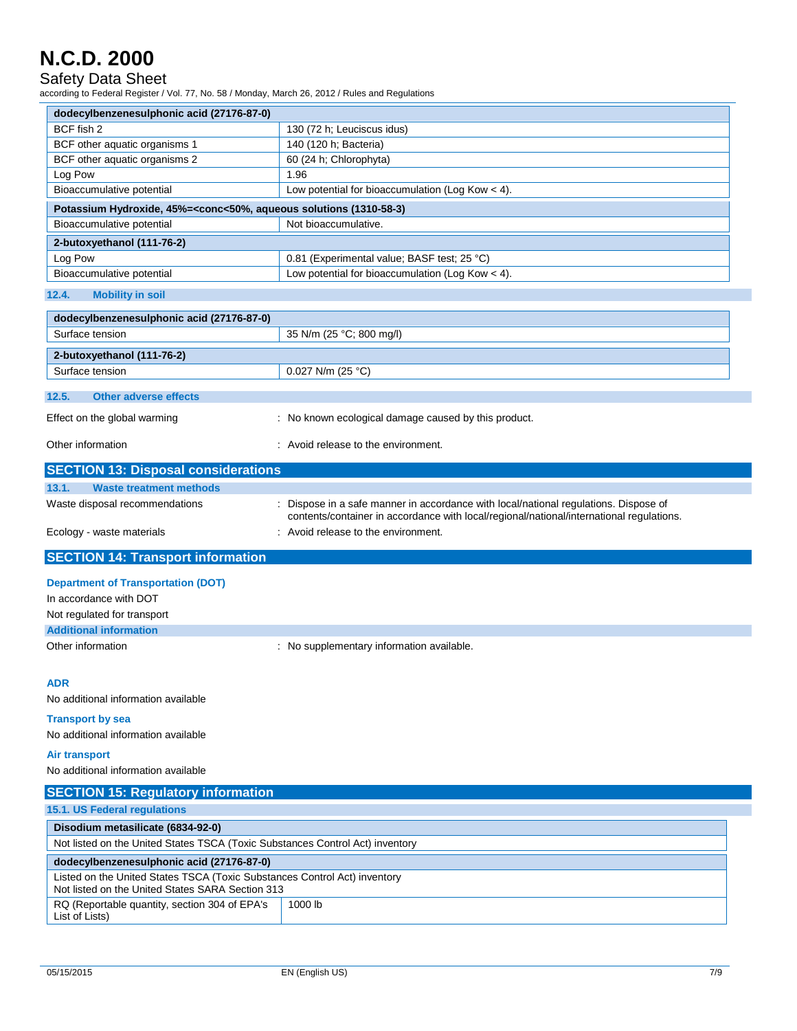| dodecylbenzenesulphonic acid (27176-87-0) | |
|---|---|
| BCF fish 2 | 130 (72 h; Leuciscus idus) |
| BCF other aquatic organisms 1 | 140 (120 h; Bacteria) |
| BCF other aquatic organisms 2 | 60 (24 h; Chlorophyta) |
| Log Pow | 1.96 |
| Bioaccumulative potential | Low potential for bioaccumulation (Log Kow < 4). |

| Potassium Hydroxide, 45%=<conc<50%, aqueous solutions (1310-58-3) | |
|---|---|
| Bioaccumulative potential | Not bioaccumulative. |

| 2-butoxyethanol (111-76-2) | |
|---|---|
| Log Pow | 0.81 (Experimental value; BASF test; 25 °C) |
| Bioaccumulative potential | Low potential for bioaccumulation (Log Kow < 4). |

### 12.4. Mobility in soil

| dodecylbenzenesulphonic acid (27176-87-0) | |
|---|---|
| Surface tension | 35 N/m (25 °C; 800 mg/l) |

| 2-butoxyethanol (111-76-2) | |
|---|---|
| Surface tension | 0.027 N/m (25 °C) |

### 12.5. Other adverse effects

Effect on the global warming : No known ecological damage caused by this product.

Other information : Avoid release to the environment.

## SECTION 13: Disposal considerations

### 13.1. Waste treatment methods

Waste disposal recommendations : Dispose in a safe manner in accordance with local/national regulations. Dispose of contents/container in accordance with local/regional/national/international regulations.

Ecology - waste materials : Avoid release to the environment.

## SECTION 14: Transport information

**Department of Transportation (DOT)**

In accordance with DOT

Not regulated for transport

**Additional information**

Other information : No supplementary information available.

**ADR**

No additional information available

**Transport by sea**

No additional information available

**Air transport**

No additional information available

## SECTION 15: Regulatory information

### 15.1. US Federal regulations

| Disodium metasilicate (6834-92-0) |
|---|
| Not listed on the United States TSCA (Toxic Substances Control Act) inventory |

| dodecylbenzenesulphonic acid (27176-87-0) | |
|---|---|
| Listed on the United States TSCA (Toxic Substances Control Act) inventory<br>Not listed on the United States SARA Section 313 | |
| RQ (Reportable quantity, section 304 of EPA's List of Lists) | 1000 lb |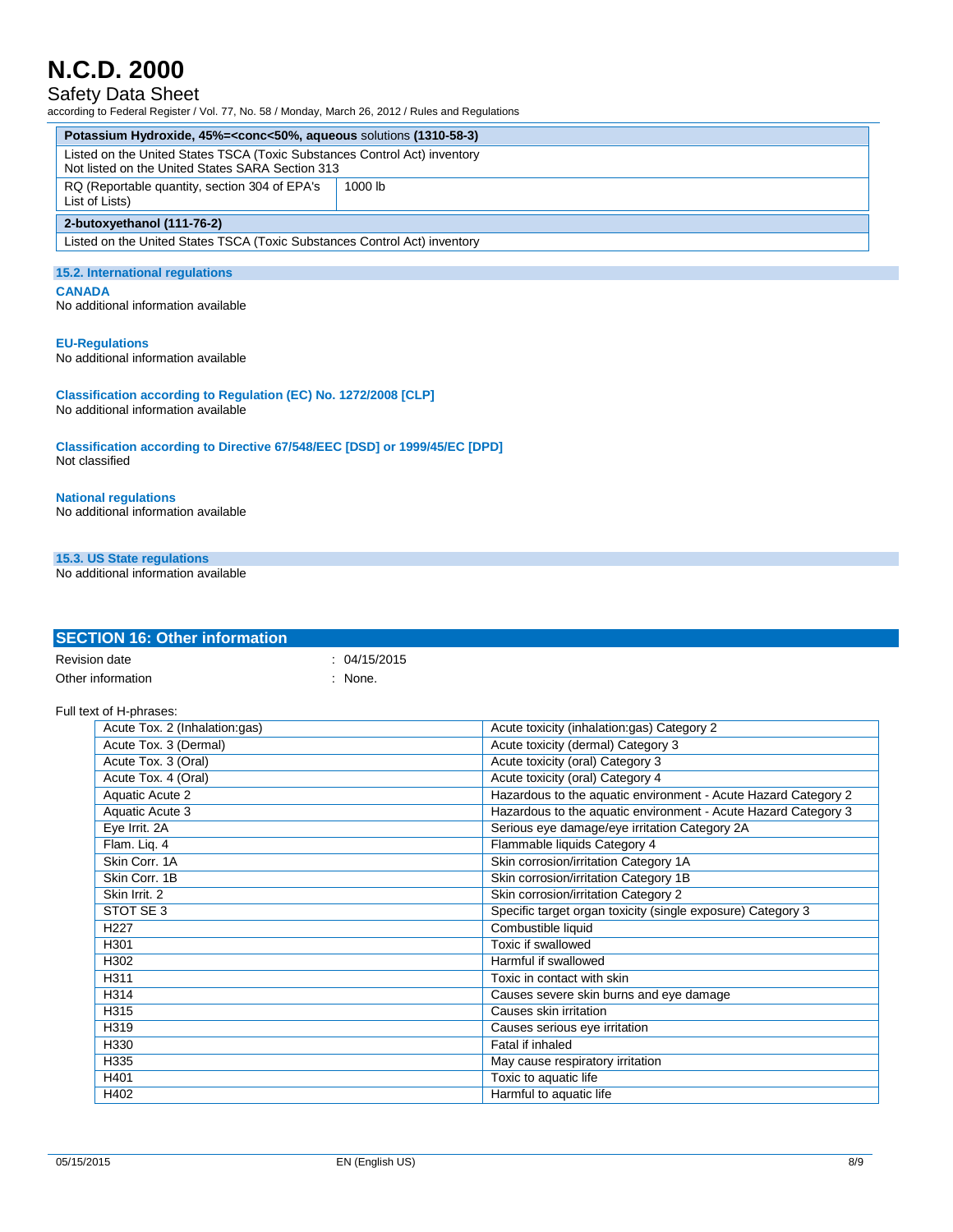| **Potassium Hydroxide, 45%=<conc<50%, aqueous** solutions **(1310-58-3)** | |
|---|---|
| Listed on the United States TSCA (Toxic Substances Control Act) inventory<br>Not listed on the United States SARA Section 313 | |
| RQ (Reportable quantity, section 304 of EPA's List of Lists) | 1000 lb |

| **2-butoxyethanol (111-76-2)** |
|---|
| Listed on the United States TSCA (Toxic Substances Control Act) inventory |

### 15.2. International regulations

**CANADA**

No additional information available

**EU-Regulations**

No additional information available

**Classification according to Regulation (EC) No. 1272/2008 [CLP]**

No additional information available

**Classification according to Directive 67/548/EEC [DSD] or 1999/45/EC [DPD]**

Not classified

**National regulations**

No additional information available

### 15.3. US State regulations

No additional information available

## SECTION 16: Other information

Revision date : 04/15/2015

Other information : None.

Full text of H-phrases:

| | |
|---|---|
| Acute Tox. 2 (Inhalation:gas) | Acute toxicity (inhalation:gas) Category 2 |
| Acute Tox. 3 (Dermal) | Acute toxicity (dermal) Category 3 |
| Acute Tox. 3 (Oral) | Acute toxicity (oral) Category 3 |
| Acute Tox. 4 (Oral) | Acute toxicity (oral) Category 4 |
| Aquatic Acute 2 | Hazardous to the aquatic environment - Acute Hazard Category 2 |
| Aquatic Acute 3 | Hazardous to the aquatic environment - Acute Hazard Category 3 |
| Eye Irrit. 2A | Serious eye damage/eye irritation Category 2A |
| Flam. Liq. 4 | Flammable liquids Category 4 |
| Skin Corr. 1A | Skin corrosion/irritation Category 1A |
| Skin Corr. 1B | Skin corrosion/irritation Category 1B |
| Skin Irrit. 2 | Skin corrosion/irritation Category 2 |
| STOT SE 3 | Specific target organ toxicity (single exposure) Category 3 |
| H227 | Combustible liquid |
| H301 | Toxic if swallowed |
| H302 | Harmful if swallowed |
| H311 | Toxic in contact with skin |
| H314 | Causes severe skin burns and eye damage |
| H315 | Causes skin irritation |
| H319 | Causes serious eye irritation |
| H330 | Fatal if inhaled |
| H335 | May cause respiratory irritation |
| H401 | Toxic to aquatic life |
| H402 | Harmful to aquatic life |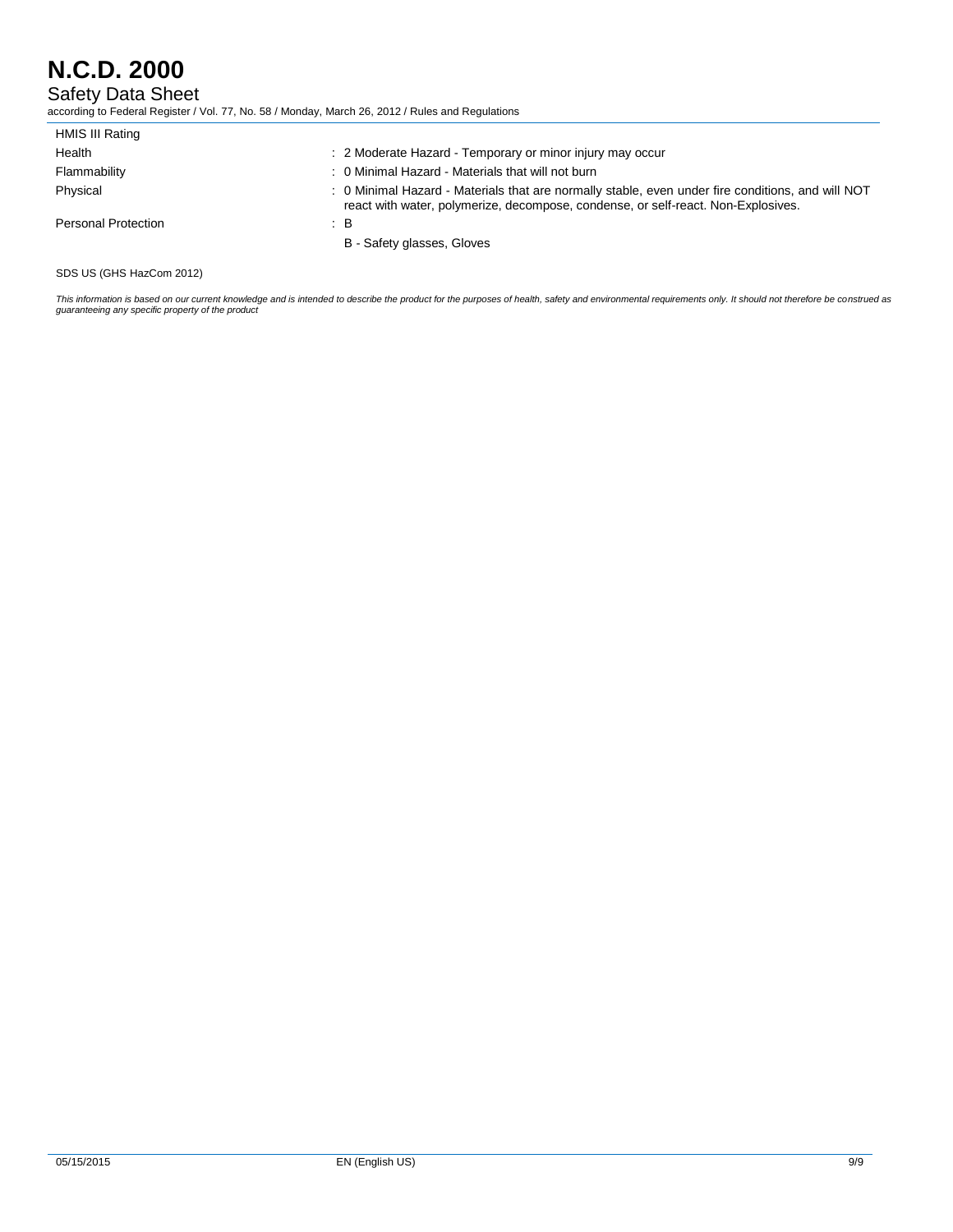HMIS III Rating

| | |
|---|---|
| Health | : 2 Moderate Hazard - Temporary or minor injury may occur |
| Flammability | : 0 Minimal Hazard - Materials that will not burn |
| Physical | : 0 Minimal Hazard - Materials that are normally stable, even under fire conditions, and will NOT react with water, polymerize, decompose, condense, or self-react. Non-Explosives. |
| Personal Protection | : B |
| | B - Safety glasses, Gloves |

SDS US (GHS HazCom 2012)

*This information is based on our current knowledge and is intended to describe the product for the purposes of health, safety and environmental requirements only. It should not therefore be construed as guaranteeing any specific property of the product*